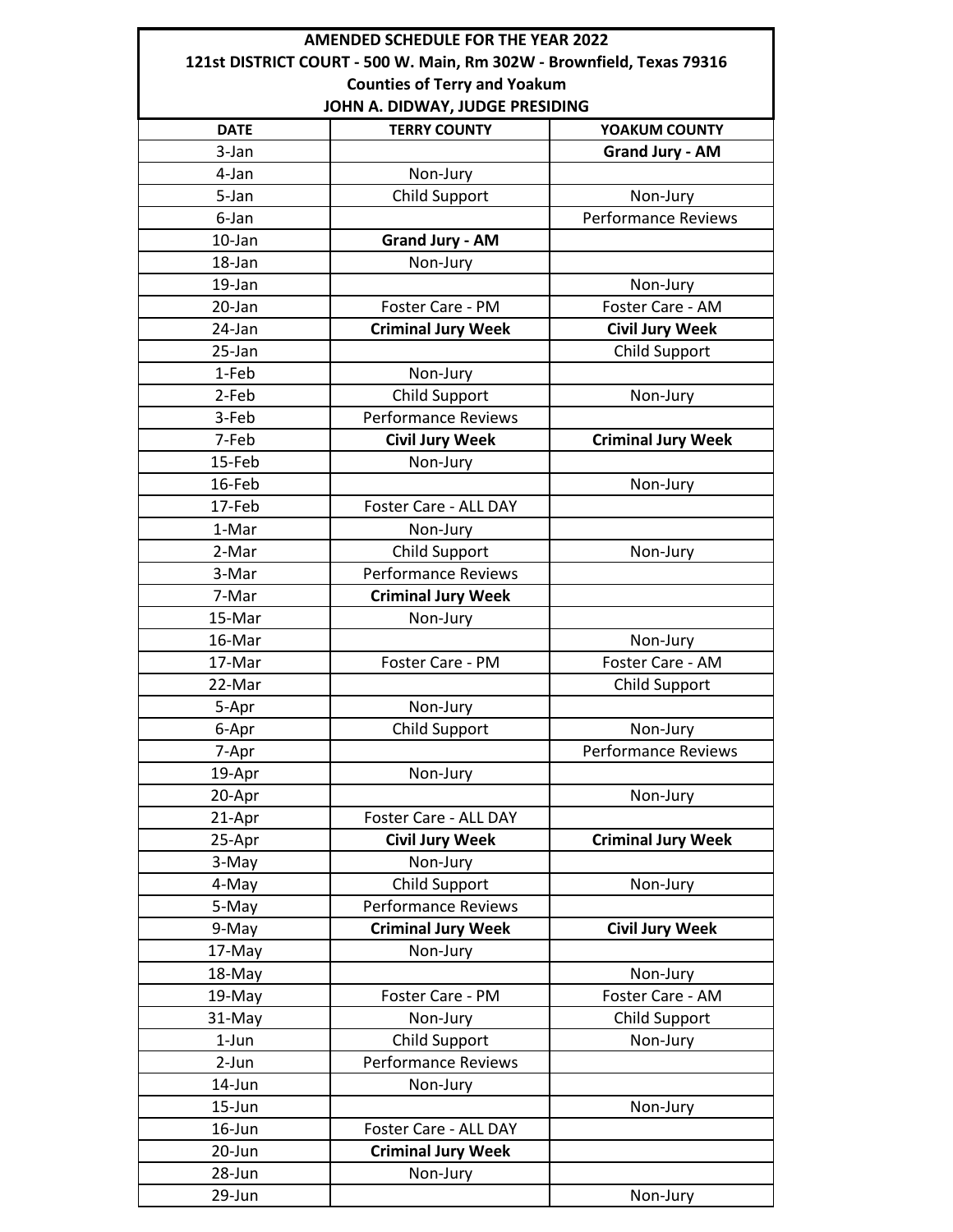**AMENDED SCHEDULE FOR THE YEAR 2022**
**121st DISTRICT COURT - 500 W. Main, Rm 302W - Brownfield, Texas 79316**
**Counties of Terry and Yoakum**
**JOHN A. DIDWAY, JUDGE PRESIDING**

| DATE | TERRY COUNTY | YOAKUM COUNTY |
|---|---|---|
| 3-Jan | | **Grand Jury - AM** |
| 4-Jan | Non-Jury | |
| 5-Jan | Child Support | Non-Jury |
| 6-Jan | | Performance Reviews |
| 10-Jan | **Grand Jury - AM** | |
| 18-Jan | Non-Jury | |
| 19-Jan | | Non-Jury |
| 20-Jan | Foster Care - PM | Foster Care - AM |
| 24-Jan | **Criminal Jury Week** | **Civil Jury Week** |
| 25-Jan | | Child Support |
| 1-Feb | Non-Jury | |
| 2-Feb | Child Support | Non-Jury |
| 3-Feb | Performance Reviews | |
| 7-Feb | **Civil Jury Week** | **Criminal Jury Week** |
| 15-Feb | Non-Jury | |
| 16-Feb | | Non-Jury |
| 17-Feb | Foster Care - ALL DAY | |
| 1-Mar | Non-Jury | |
| 2-Mar | Child Support | Non-Jury |
| 3-Mar | Performance Reviews | |
| 7-Mar | **Criminal Jury Week** | |
| 15-Mar | Non-Jury | |
| 16-Mar | | Non-Jury |
| 17-Mar | Foster Care - PM | Foster Care - AM |
| 22-Mar | | Child Support |
| 5-Apr | Non-Jury | |
| 6-Apr | Child Support | Non-Jury |
| 7-Apr | | Performance Reviews |
| 19-Apr | Non-Jury | |
| 20-Apr | | Non-Jury |
| 21-Apr | Foster Care - ALL DAY | |
| 25-Apr | **Civil Jury Week** | **Criminal Jury Week** |
| 3-May | Non-Jury | |
| 4-May | Child Support | Non-Jury |
| 5-May | Performance Reviews | |
| 9-May | **Criminal Jury Week** | **Civil Jury Week** |
| 17-May | Non-Jury | |
| 18-May | | Non-Jury |
| 19-May | Foster Care - PM | Foster Care - AM |
| 31-May | Non-Jury | Child Support |
| 1-Jun | Child Support | Non-Jury |
| 2-Jun | Performance Reviews | |
| 14-Jun | Non-Jury | |
| 15-Jun | | Non-Jury |
| 16-Jun | Foster Care - ALL DAY | |
| 20-Jun | **Criminal Jury Week** | |
| 28-Jun | Non-Jury | |
| 29-Jun | | Non-Jury |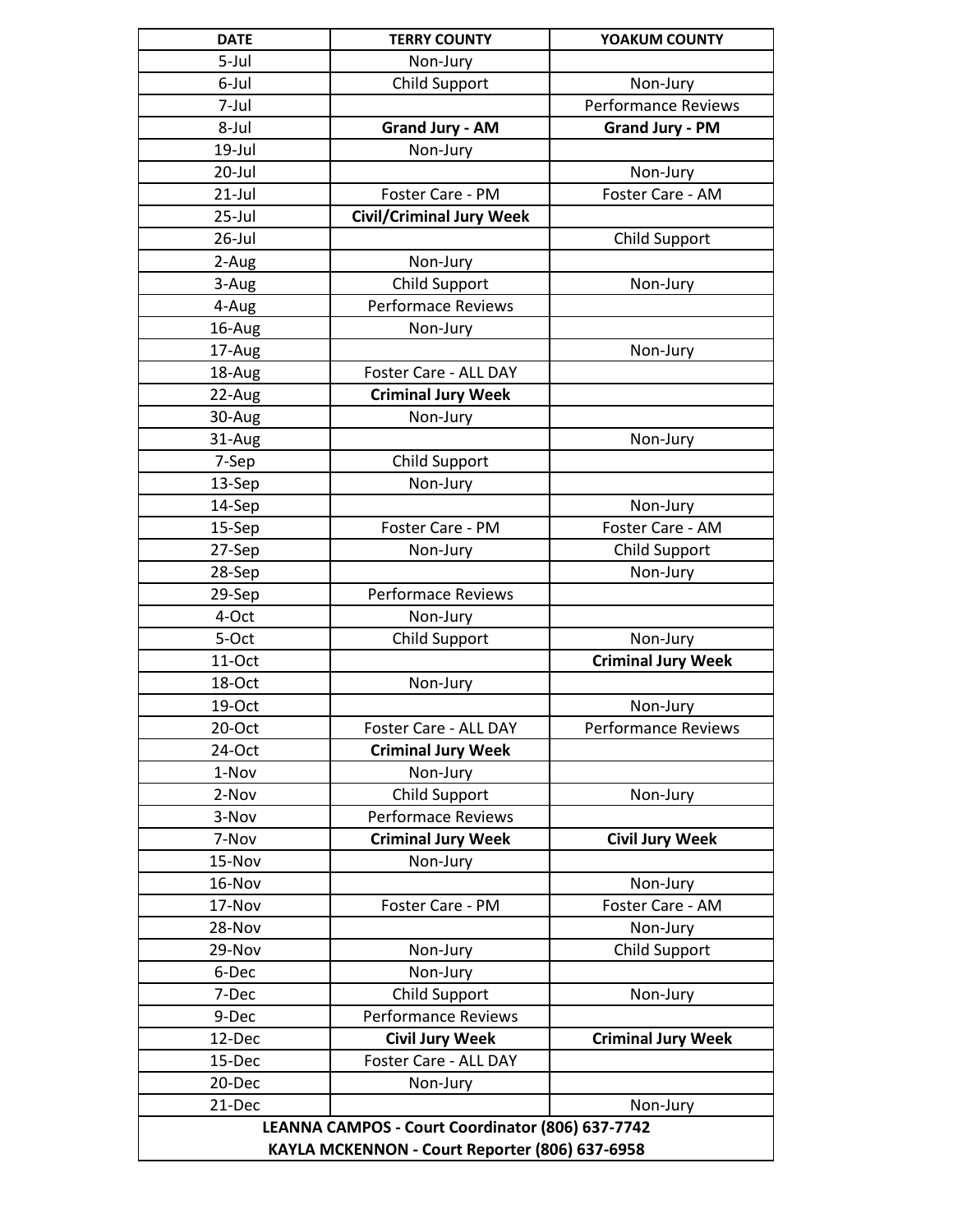| DATE | TERRY COUNTY | YOAKUM COUNTY |
| --- | --- | --- |
| 5-Jul | Non-Jury | |
| 6-Jul | Child Support | Non-Jury |
| 7-Jul | | Performance Reviews |
| 8-Jul | **Grand Jury - AM** | **Grand Jury - PM** |
| 19-Jul | Non-Jury | |
| 20-Jul | | Non-Jury |
| 21-Jul | Foster Care - PM | Foster Care - AM |
| 25-Jul | **Civil/Criminal Jury Week** | |
| 26-Jul | | Child Support |
| 2-Aug | Non-Jury | |
| 3-Aug | Child Support | Non-Jury |
| 4-Aug | Performace Reviews | |
| 16-Aug | Non-Jury | |
| 17-Aug | | Non-Jury |
| 18-Aug | Foster Care - ALL DAY | |
| 22-Aug | **Criminal Jury Week** | |
| 30-Aug | Non-Jury | |
| 31-Aug | | Non-Jury |
| 7-Sep | Child Support | |
| 13-Sep | Non-Jury | |
| 14-Sep | | Non-Jury |
| 15-Sep | Foster Care - PM | Foster Care - AM |
| 27-Sep | Non-Jury | Child Support |
| 28-Sep | | Non-Jury |
| 29-Sep | Performace Reviews | |
| 4-Oct | Non-Jury | |
| 5-Oct | Child Support | Non-Jury |
| 11-Oct | | **Criminal Jury Week** |
| 18-Oct | Non-Jury | |
| 19-Oct | | Non-Jury |
| 20-Oct | Foster Care - ALL DAY | Performance Reviews |
| 24-Oct | **Criminal Jury Week** | |
| 1-Nov | Non-Jury | |
| 2-Nov | Child Support | Non-Jury |
| 3-Nov | Performace Reviews | |
| 7-Nov | **Criminal Jury Week** | **Civil Jury Week** |
| 15-Nov | Non-Jury | |
| 16-Nov | | Non-Jury |
| 17-Nov | Foster Care - PM | Foster Care - AM |
| 28-Nov | | Non-Jury |
| 29-Nov | Non-Jury | Child Support |
| 6-Dec | Non-Jury | |
| 7-Dec | Child Support | Non-Jury |
| 9-Dec | Performance Reviews | |
| 12-Dec | **Civil Jury Week** | **Criminal Jury Week** |
| 15-Dec | Foster Care - ALL DAY | |
| 20-Dec | Non-Jury | |
| 21-Dec | | Non-Jury |

**LEANNA CAMPOS - Court Coordinator (806) 637-7742**
**KAYLA MCKENNON - Court Reporter (806) 637-6958**